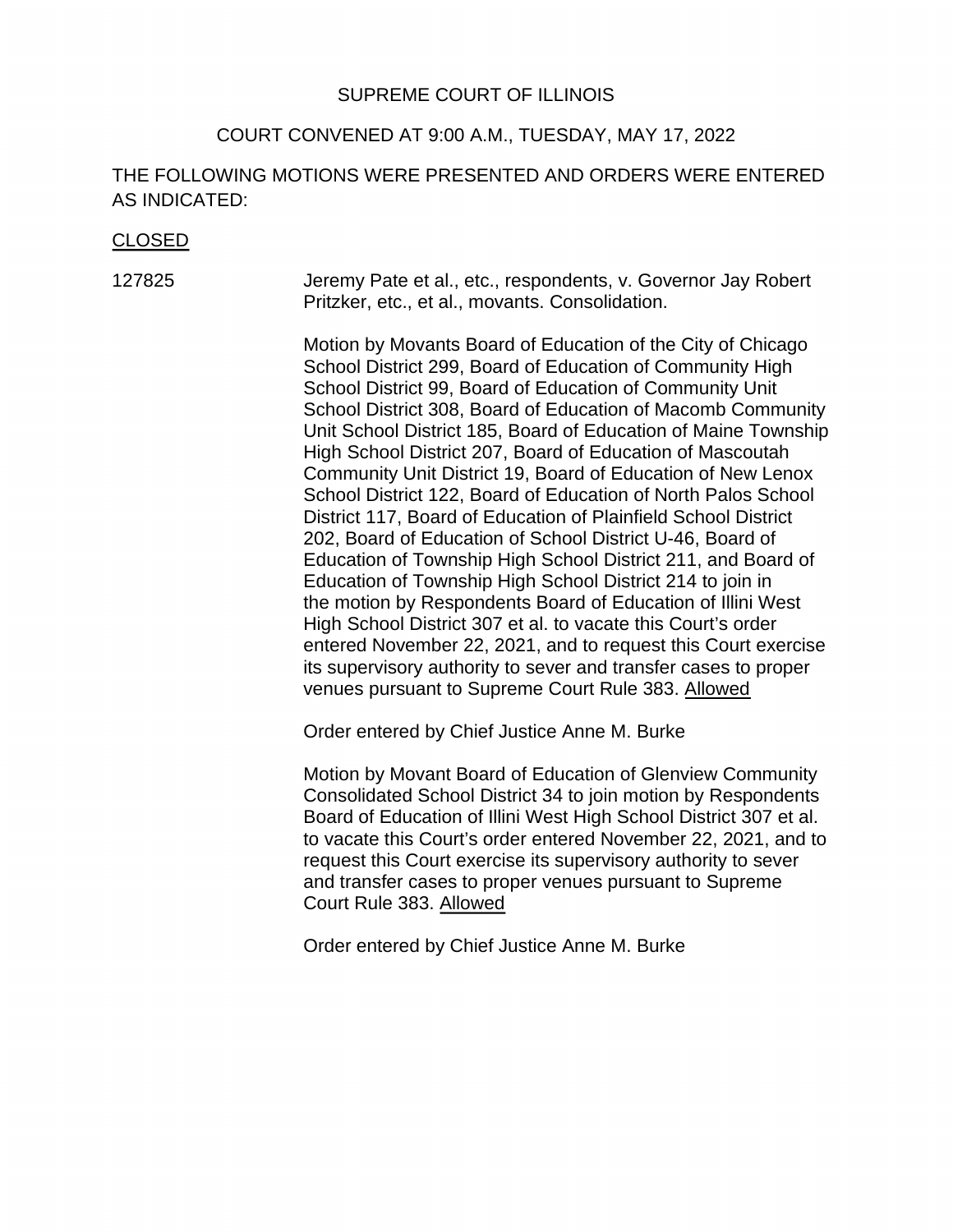SUPREME COURT OF ILLINOIS

COURT CONVENED AT 9:00 A.M., TUESDAY, MAY 17, 2022

THE FOLLOWING MOTIONS WERE PRESENTED AND ORDERS WERE ENTERED AS INDICATED:

CLOSED

127825 Jeremy Pate et al., etc., respondents, v. Governor Jay Robert Pritzker, etc., et al., movants. Consolidation.

Motion by Movants Board of Education of the City of Chicago School District 299, Board of Education of Community High School District 99, Board of Education of Community Unit School District 308, Board of Education of Macomb Community Unit School District 185, Board of Education of Maine Township High School District 207, Board of Education of Mascoutah Community Unit District 19, Board of Education of New Lenox School District 122, Board of Education of North Palos School District 117, Board of Education of Plainfield School District 202, Board of Education of School District U-46, Board of Education of Township High School District 211, and Board of Education of Township High School District 214 to join in the motion by Respondents Board of Education of Illini West High School District 307 et al. to vacate this Court's order entered November 22, 2021, and to request this Court exercise its supervisory authority to sever and transfer cases to proper venues pursuant to Supreme Court Rule 383. Allowed

Order entered by Chief Justice Anne M. Burke

Motion by Movant Board of Education of Glenview Community Consolidated School District 34 to join motion by Respondents Board of Education of Illini West High School District 307 et al. to vacate this Court's order entered November 22, 2021, and to request this Court exercise its supervisory authority to sever and transfer cases to proper venues pursuant to Supreme Court Rule 383. Allowed

Order entered by Chief Justice Anne M. Burke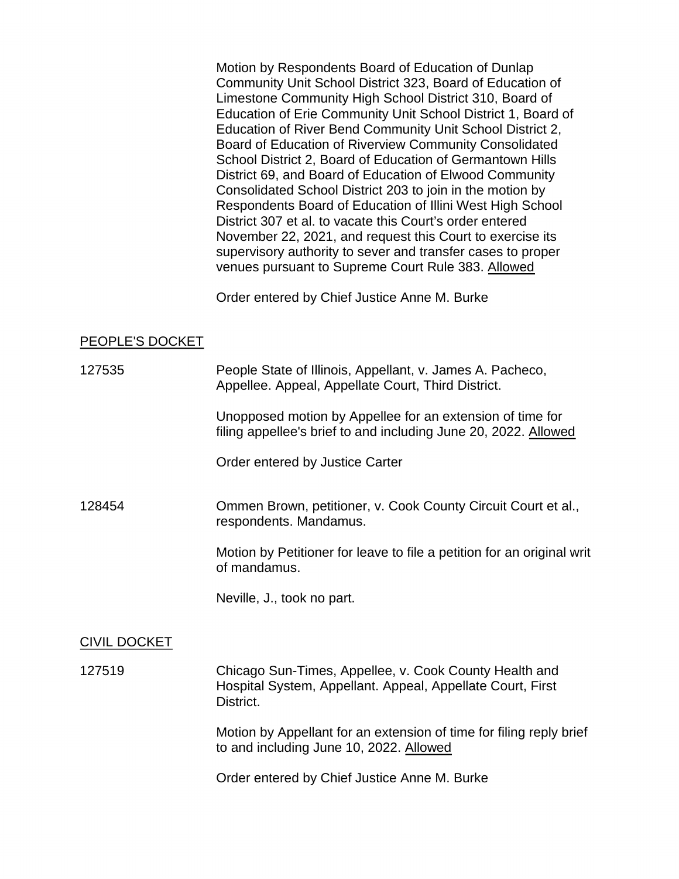Motion by Respondents Board of Education of Dunlap Community Unit School District 323, Board of Education of Limestone Community High School District 310, Board of Education of Erie Community Unit School District 1, Board of Education of River Bend Community Unit School District 2, Board of Education of Riverview Community Consolidated School District 2, Board of Education of Germantown Hills District 69, and Board of Education of Elwood Community Consolidated School District 203 to join in the motion by Respondents Board of Education of Illini West High School District 307 et al. to vacate this Court's order entered November 22, 2021, and request this Court to exercise its supervisory authority to sever and transfer cases to proper venues pursuant to Supreme Court Rule 383. Allowed

Order entered by Chief Justice Anne M. Burke

## PEOPLE'S DOCKET

127535 — People State of Illinois, Appellant, v. James A. Pacheco, Appellee. Appeal, Appellate Court, Third District.

Unopposed motion by Appellee for an extension of time for filing appellee's brief to and including June 20, 2022. Allowed

Order entered by Justice Carter

128454 — Ommen Brown, petitioner, v. Cook County Circuit Court et al., respondents. Mandamus.

Motion by Petitioner for leave to file a petition for an original writ of mandamus.

Neville, J., took no part.

## CIVIL DOCKET

127519 — Chicago Sun-Times, Appellee, v. Cook County Health and Hospital System, Appellant. Appeal, Appellate Court, First District.

Motion by Appellant for an extension of time for filing reply brief to and including June 10, 2022. Allowed

Order entered by Chief Justice Anne M. Burke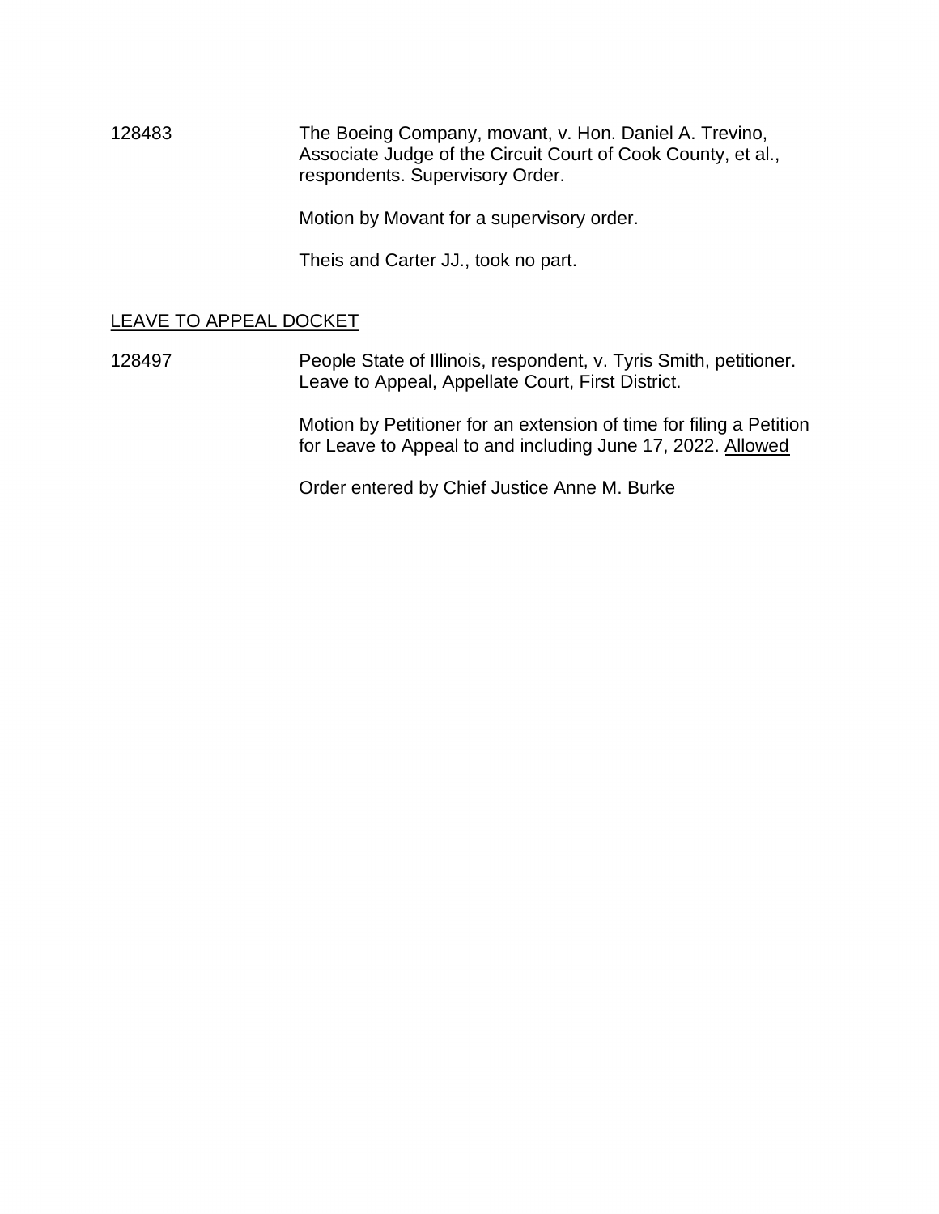128483 The Boeing Company, movant, v. Hon. Daniel A. Trevino, Associate Judge of the Circuit Court of Cook County, et al., respondents. Supervisory Order.

Motion by Movant for a supervisory order.

Theis and Carter JJ., took no part.

## LEAVE TO APPEAL DOCKET

128497 People State of Illinois, respondent, v. Tyris Smith, petitioner. Leave to Appeal, Appellate Court, First District.

Motion by Petitioner for an extension of time for filing a Petition for Leave to Appeal to and including June 17, 2022. Allowed

Order entered by Chief Justice Anne M. Burke